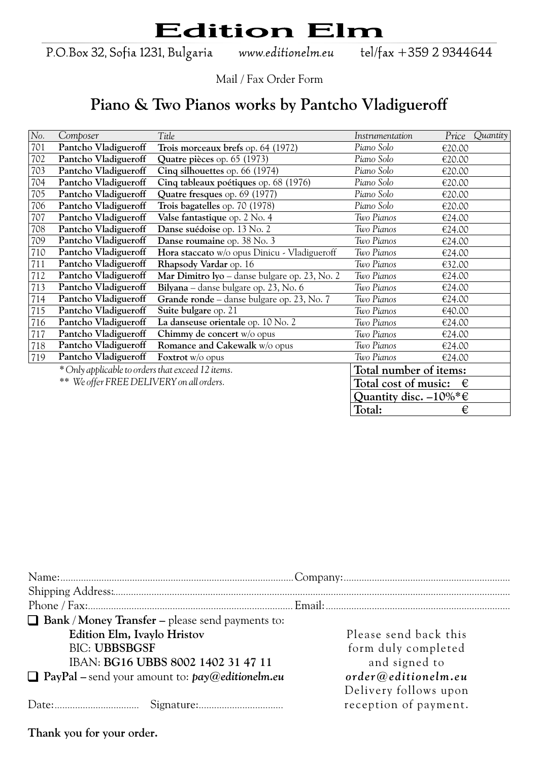# Edition Elm

P.O.Box 32, Sofia 1231, Bulgaria *www.editionelm.eu* tel/fax +359 2 9344644

Mail / Fax Order Form

## Piano & Two Pianos works by Pantcho Vladigueroff

| *No.* | *Composer* | *Title* | *Instrumentation* | *Price* | *Quantity* |
|---|---|---|---|---|---|
| 701 | **Pantcho Vladigueroff** | **Trois morceaux brefs** op. 64 (1972) | *Piano Solo* | €20.00 | |
| 702 | **Pantcho Vladigueroff** | **Quatre pièces** op. 65 (1973) | *Piano Solo* | €20.00 | |
| 703 | **Pantcho Vladigueroff** | **Cinq silhouettes** op. 66 (1974) | *Piano Solo* | €20.00 | |
| 704 | **Pantcho Vladigueroff** | **Cinq tableaux poétiques** op. 68 (1976) | *Piano Solo* | €20.00 | |
| 705 | **Pantcho Vladigueroff** | **Quatre fresques** op. 69 (1977) | *Piano Solo* | €20.00 | |
| 706 | **Pantcho Vladigueroff** | **Trois bagatelles** op. 70 (1978) | *Piano Solo* | €20.00 | |
| 707 | **Pantcho Vladigueroff** | **Valse fantastique** op. 2 No. 4 | *Two Pianos* | €24.00 | |
| 708 | **Pantcho Vladigueroff** | **Danse suédoise** op. 13 No. 2 | *Two Pianos* | €24.00 | |
| 709 | **Pantcho Vladigueroff** | **Danse roumaine** op. 38 No. 3 | *Two Pianos* | €24.00 | |
| 710 | **Pantcho Vladigueroff** | **Hora staccato** w/o opus Dinicu - Vladigueroff | *Two Pianos* | €24.00 | |
| 711 | **Pantcho Vladigueroff** | **Rhapsody Vardar** op. 16 | *Two Pianos* | €32.00 | |
| 712 | **Pantcho Vladigueroff** | **Mar Dimitro lyo** – danse bulgare op. 23, No. 2 | *Two Pianos* | €24.00 | |
| 713 | **Pantcho Vladigueroff** | **Bilyana** – danse bulgare op. 23, No. 6 | *Two Pianos* | €24.00 | |
| 714 | **Pantcho Vladigueroff** | **Grande ronde** – danse bulgare op. 23, No. 7 | *Two Pianos* | €24.00 | |
| 715 | **Pantcho Vladigueroff** | **Suite bulgare** op. 21 | *Two Pianos* | €40.00 | |
| 716 | **Pantcho Vladigueroff** | **La danseuse orientale** op. 10 No. 2 | *Two Pianos* | €24.00 | |
| 717 | **Pantcho Vladigueroff** | **Chimmy de concert** w/o opus | *Two Pianos* | €24.00 | |
| 718 | **Pantcho Vladigueroff** | **Romance and Cakewalk** w/o opus | *Two Pianos* | €24.00 | |
| 719 | **Pantcho Vladigueroff** | **Foxtrot** w/o opus | *Two Pianos* | €24.00 | |

*\* Only applicable to orders that exceed 12 items.*
*\*\* We offer FREE DELIVERY on all orders.*

| | |
|---|---|
| **Total number of items:** | |
| **Total cost of music:** | **€** |
| **Quantity disc. –10%\*** | **€** |
| **Total:** | **€** |

Name:................................................................ Company:................................................................

Shipping Address:................................................................................................................................

Phone / Fax:................................................................ Email:................................................................

❑ **Bank / Money Transfer –** please send payments to:
**Edition Elm, Ivaylo Hristov**
BIC: **UBBSBGSF**
IBAN: **BG16 UBBS 8002 1402 31 47 11**

❑ **PayPal –** send your amount to: ***pay@editionelm.eu***

Date:................................ Signature:................................

Please send back this form duly completed and signed to ***order@editionelm.eu***
Delivery follows upon reception of payment.

**Thank you for your order.**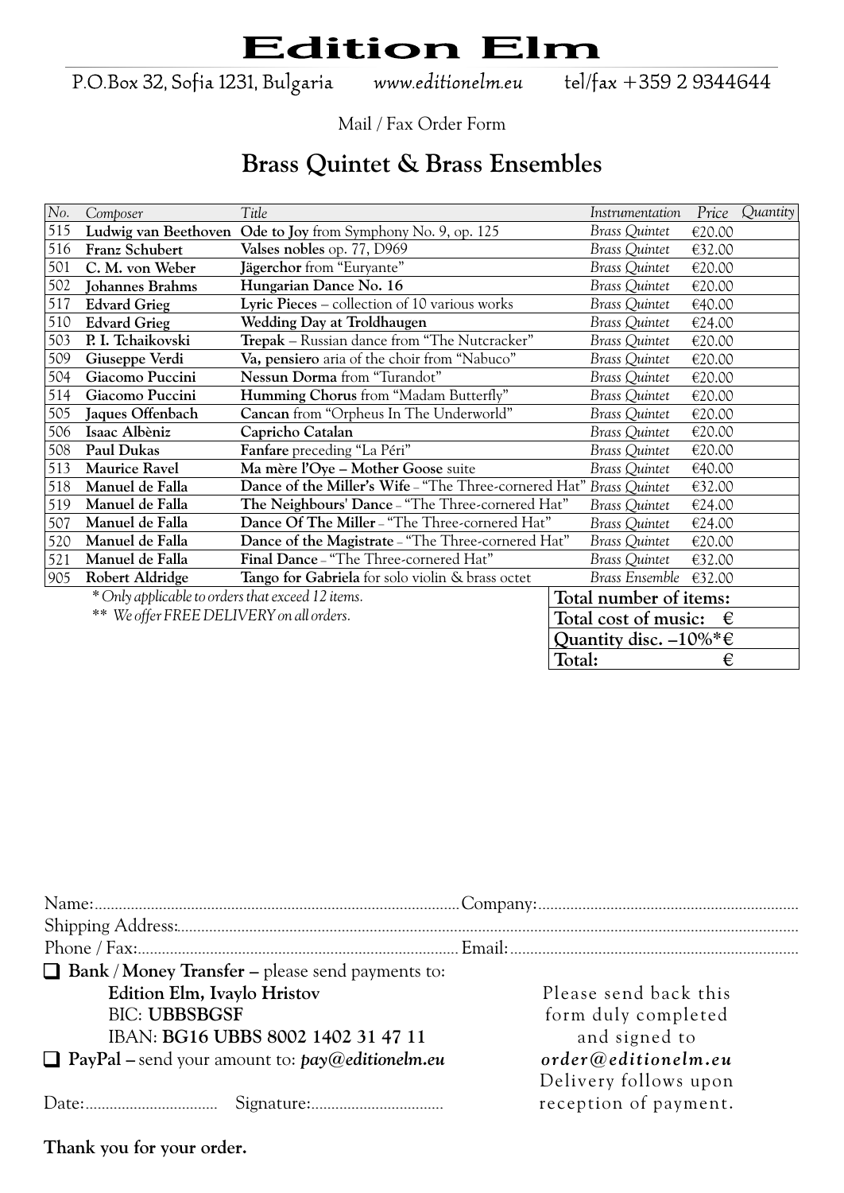# Edition Elm

P.O.Box 32, Sofia 1231, Bulgaria    www.editionelm.eu    tel/fax +359 2 9344644

Mail / Fax Order Form

## Brass Quintet & Brass Ensembles

| *No.* | *Composer* | *Title* | *Instrumentation* | *Price* | *Quantity* |
|---|---|---|---|---|---|
| 515 | **Ludwig van Beethoven** | **Ode to Joy** from Symphony No. 9, op. 125 | *Brass Quintet* | €20.00 | |
| 516 | **Franz Schubert** | **Valses nobles** op. 77, D969 | *Brass Quintet* | €32.00 | |
| 501 | **C. M. von Weber** | **Jägerchor** from "Euryante" | *Brass Quintet* | €20.00 | |
| 502 | **Johannes Brahms** | **Hungarian Dance No. 16** | *Brass Quintet* | €20.00 | |
| 517 | **Edvard Grieg** | **Lyric Pieces** – collection of 10 various works | *Brass Quintet* | €40.00 | |
| 510 | **Edvard Grieg** | **Wedding Day at Troldhaugen** | *Brass Quintet* | €24.00 | |
| 503 | **P. I. Tchaikovski** | **Trepak** – Russian dance from "The Nutcracker" | *Brass Quintet* | €20.00 | |
| 509 | **Giuseppe Verdi** | **Va, pensiero** aria of the choir from "Nabuco" | *Brass Quintet* | €20.00 | |
| 504 | **Giacomo Puccini** | **Nessun Dorma** from "Turandot" | *Brass Quintet* | €20.00 | |
| 514 | **Giacomo Puccini** | **Humming Chorus** from "Madam Butterfly" | *Brass Quintet* | €20.00 | |
| 505 | **Jaques Offenbach** | **Cancan** from "Orpheus In The Underworld" | *Brass Quintet* | €20.00 | |
| 506 | **Isaac Albèniz** | **Capricho Catalan** | *Brass Quintet* | €20.00 | |
| 508 | **Paul Dukas** | **Fanfare** preceding "La Péri" | *Brass Quintet* | €20.00 | |
| 513 | **Maurice Ravel** | **Ma mère l'Oye – Mother Goose** suite | *Brass Quintet* | €40.00 | |
| 518 | **Manuel de Falla** | **Dance of the Miller's Wife** – "The Three-cornered Hat" | *Brass Quintet* | €32.00 | |
| 519 | **Manuel de Falla** | **The Neighbours' Dance** – "The Three-cornered Hat" | *Brass Quintet* | €24.00 | |
| 507 | **Manuel de Falla** | **Dance Of The Miller** – "The Three-cornered Hat" | *Brass Quintet* | €24.00 | |
| 520 | **Manuel de Falla** | **Dance of the Magistrate** – "The Three-cornered Hat" | *Brass Quintet* | €20.00 | |
| 521 | **Manuel de Falla** | **Final Dance** – "The Three-cornered Hat" | *Brass Quintet* | €32.00 | |
| 905 | **Robert Aldridge** | **Tango for Gabriela** for solo violin & brass octet | *Brass Ensemble* | €32.00 | |

*\* Only applicable to orders that exceed 12 items.*

*\*\* We offer FREE DELIVERY on all orders.*

| | |
|---|---|
| **Total number of items:** | |
| **Total cost of music:** | **€** |
| **Quantity disc. –10%\*** | **€** |
| **Total:** | **€** |

Name:.......................................................................................... Company:................................................................

Shipping Address:........................................................................................................................................................

Phone / Fax:................................................................................ Email:.......................................................................

❑ **Bank / Money Transfer –** please send payments to:
**Edition Elm, Ivaylo Hristov**
BIC: **UBBSBGSF**
IBAN: **BG16 UBBS 8002 1402 31 47 11**

❑ **PayPal –** send your amount to: ***pay@editionelm.eu***

Date:................................. Signature:.................................

Please send back this form duly completed and signed to ***order@editionelm.eu*** Delivery follows upon reception of payment.

**Thank you for your order.**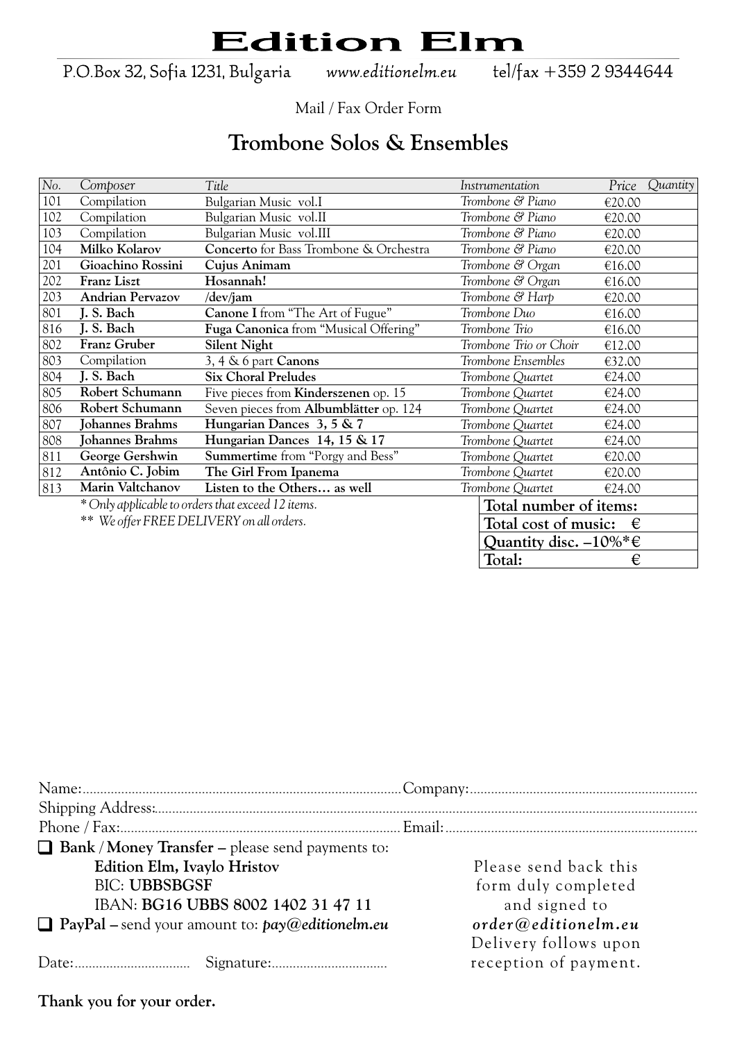# Edition Elm

P.O.Box 32, Sofia 1231, Bulgaria *www.editionelm.eu* tel/fax +359 2 9344644

Mail / Fax Order Form

## Trombone Solos & Ensembles

| *No.* | *Composer* | *Title* | *Instrumentation* | *Price* | *Quantity* |
|---|---|---|---|---|---|
| 101 | Compilation | Bulgarian Music vol.I | *Trombone & Piano* | €20.00 | |
| 102 | Compilation | Bulgarian Music vol.II | *Trombone & Piano* | €20.00 | |
| 103 | Compilation | Bulgarian Music vol.III | *Trombone & Piano* | €20.00 | |
| 104 | **Milko Kolarov** | **Concerto** for Bass Trombone & Orchestra | *Trombone & Piano* | €20.00 | |
| 201 | **Gioachino Rossini** | **Cujus Animam** | *Trombone & Organ* | €16.00 | |
| 202 | **Franz Liszt** | **Hosannah!** | *Trombone & Organ* | €16.00 | |
| 203 | **Andrian Pervazov** | **/dev/jam** | *Trombone & Harp* | €20.00 | |
| 801 | **J. S. Bach** | **Canone I** from "The Art of Fugue" | *Trombone Duo* | €16.00 | |
| 816 | **J. S. Bach** | **Fuga Canonica** from "Musical Offering" | *Trombone Trio* | €16.00 | |
| 802 | **Franz Gruber** | **Silent Night** | *Trombone Trio or Choir* | €12.00 | |
| 803 | Compilation | 3, 4 & 6 part **Canons** | *Trombone Ensembles* | €32.00 | |
| 804 | **J. S. Bach** | **Six Choral Preludes** | *Trombone Quartet* | €24.00 | |
| 805 | **Robert Schumann** | Five pieces from **Kinderszenen** op. 15 | *Trombone Quartet* | €24.00 | |
| 806 | **Robert Schumann** | Seven pieces from **Albumblätter** op. 124 | *Trombone Quartet* | €24.00 | |
| 807 | **Johannes Brahms** | **Hungarian Dances 3, 5 & 7** | *Trombone Quartet* | €24.00 | |
| 808 | **Johannes Brahms** | **Hungarian Dances 14, 15 & 17** | *Trombone Quartet* | €24.00 | |
| 811 | **George Gershwin** | **Summertime** from "Porgy and Bess" | *Trombone Quartet* | €20.00 | |
| 812 | **Antônio C. Jobim** | **The Girl From Ipanema** | *Trombone Quartet* | €20.00 | |
| 813 | **Marin Valtchanov** | **Listen to the Others… as well** | *Trombone Quartet* | €24.00 | |

| | |
|---|---|
| **Total number of items:** | |
| **Total cost of music:** | **€** |
| **Quantity disc. –10%*** | **€** |
| **Total:** | **€** |

*\* Only applicable to orders that exceed 12 items.*

*\*\* We offer FREE DELIVERY on all orders.*

Name:............................................................................................Company:.................................................................

Shipping Address:..........................................................................................................................................................

Phone / Fax:...............................................................................Email:.........................................................................

❑ **Bank / Money Transfer –** please send payments to:

**Edition Elm, Ivaylo Hristov**
BIC: **UBBSBGSF**
IBAN: **BG16 UBBS 8002 1402 31 47 11**

❑ **PayPal –** send your amount to: ***pay@editionelm.eu***

Date:................................ Signature:.................................

Please send back this form duly completed and signed to ***order@editionelm.eu***
Delivery follows upon reception of payment.

**Thank you for your order.**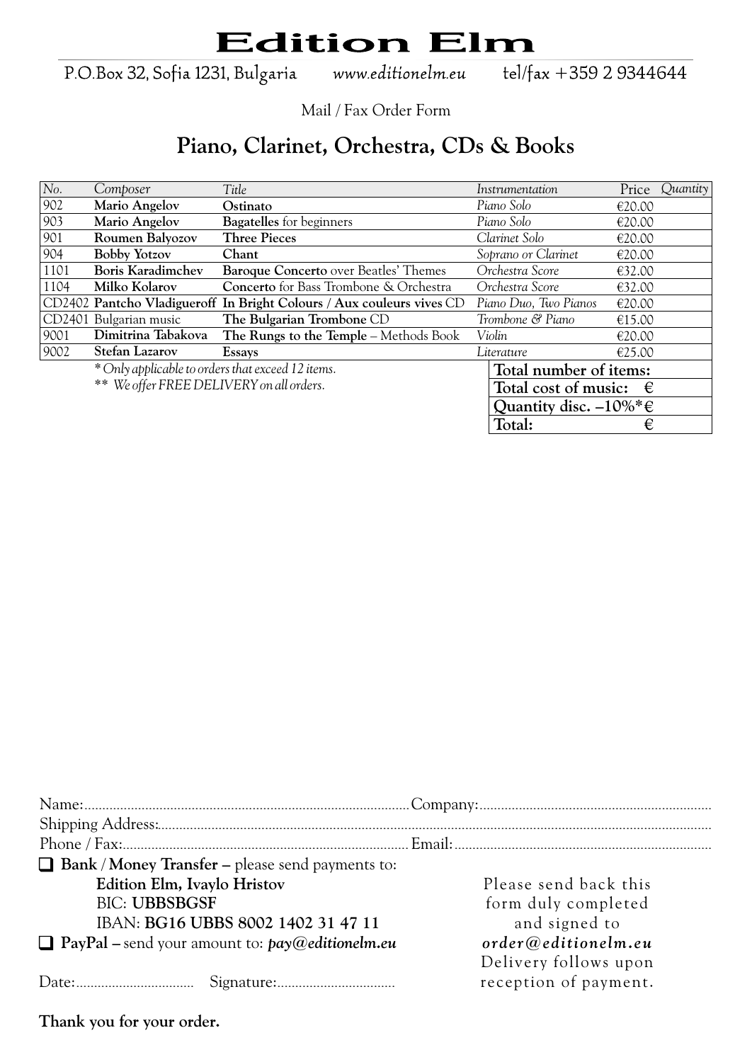# Edition Elm

P.O.Box 32, Sofia 1231, Bulgaria www.editionelm.eu tel/fax +359 2 9344644

Mail / Fax Order Form

## Piano, Clarinet, Orchestra, CDs & Books

| *No.* | *Composer* | *Title* | *Instrumentation* | Price | *Quantity* |
|---|---|---|---|---|---|
| 902 | **Mario Angelov** | **Ostinato** | *Piano Solo* | €20.00 | |
| 903 | **Mario Angelov** | **Bagatelles** for beginners | *Piano Solo* | €20.00 | |
| 901 | **Roumen Balyozov** | **Three Pieces** | *Clarinet Solo* | €20.00 | |
| 904 | **Bobby Yotzov** | **Chant** | *Soprano or Clarinet* | €20.00 | |
| 1101 | **Boris Karadimchev** | **Baroque Concerto** over Beatles' Themes | *Orchestra Score* | €32.00 | |
| 1104 | **Milko Kolarov** | **Concerto** for Bass Trombone & Orchestra | *Orchestra Score* | €32.00 | |
| CD2402 | **Pantcho Vladigueroff** | **In Bright Colours / Aux couleurs vives** CD | *Piano Duo, Two Pianos* | €20.00 | |
| CD2401 | Bulgarian music | **The Bulgarian Trombone** CD | *Trombone & Piano* | €15.00 | |
| 9001 | **Dimitrina Tabakova** | **The Rungs to the Temple** – Methods Book | *Violin* | €20.00 | |
| 9002 | **Stefan Lazarov** | **Essays** | *Literature* | €25.00 | |

*\* Only applicable to orders that exceed 12 items.*

*\*\* We offer FREE DELIVERY on all orders.*

| | |
|---|---|
| **Total number of items:** | |
| **Total cost of music:** | **€** |
| **Quantity disc. –10%\*** | **€** |
| **Total:** | **€** |

Name:............................................................. Company:.............................................................

Shipping Address:.............................................................................................................................

Phone / Fax:............................................................. Email:.............................................................

❑ **Bank / Money Transfer –** please send payments to:
**Edition Elm, Ivaylo Hristov**
BIC: **UBBSBGSF**
IBAN: **BG16 UBBS 8002 1402 31 47 11**

❑ **PayPal –** send your amount to: ***pay@editionelm.eu***

Date:................................ Signature:................................

Please send back this form duly completed and signed to ***order@editionelm.eu*** Delivery follows upon reception of payment.

**Thank you for your order.**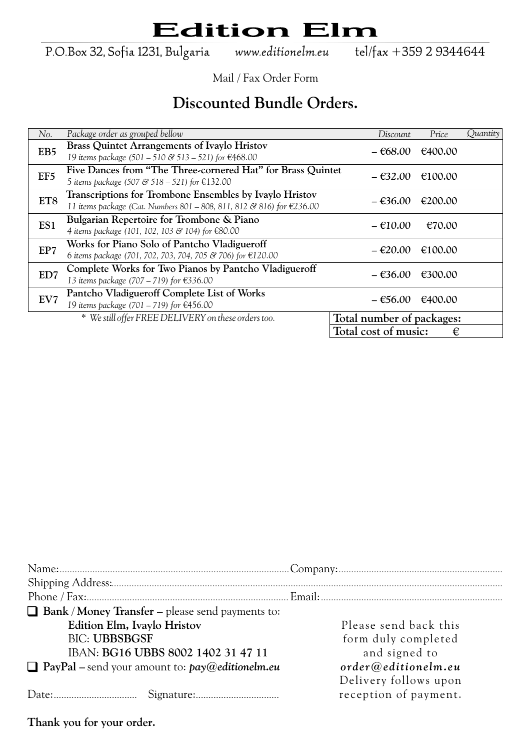# Edition Elm

P.O.Box 32, Sofia 1231, Bulgaria www.editionelm.eu tel/fax +359 2 9344644

Mail / Fax Order Form

## Discounted Bundle Orders.

| *No.* | *Package order as grouped bellow* | *Discount* | *Price* | *Quantity* |
|---|---|---|---|---|
| **EB5** | **Brass Quintet Arrangements of Ivaylo Hristov**<br>*19 items package (501 – 510 & 513 – 521) for €468.00* | – €68.00 | €400.00 | |
| **EF5** | **Five Dances from "The Three-cornered Hat" for Brass Quintet**<br>*5 items package (507 & 518 – 521) for €132.00* | – €32.00 | €100.00 | |
| **ET8** | **Transcriptions for Trombone Ensembles by Ivaylo Hristov**<br>*11 items package (Cat. Numbers 801 – 808, 811, 812 & 816) for €236.00* | – €36.00 | €200.00 | |
| **ES1** | **Bulgarian Repertoire for Trombone & Piano**<br>*4 items package (101, 102, 103 & 104) for €80.00* | – €10.00 | €70.00 | |
| **EP7** | **Works for Piano Solo of Pantcho Vladigueroff**<br>*6 items package (701, 702, 703, 704, 705 & 706) for €120.00* | – €20.00 | €100.00 | |
| **ED7** | **Complete Works for Two Pianos by Pantcho Vladigueroff**<br>*13 items package (707 – 719) for €336.00* | – €36.00 | €300.00 | |
| **EV7** | **Pantcho Vladigueroff Complete List of Works**<br>*19 items package (701 – 719) for €456.00* | – €56.00 | €400.00 | |
| | * *We still offer FREE DELIVERY on these orders too.* | **Total number of packages:** | | |
| | | **Total cost of music:** | € | |

Name:............................ Company:............................

Shipping Address:............................

Phone / Fax:............................ Email:............................

❑ **Bank / Money Transfer –** please send payments to:

**Edition Elm, Ivaylo Hristov**
BIC: **UBBSBGSF**
IBAN: **BG16 UBBS 8002 1402 31 47 11**

❑ **PayPal –** send your amount to: ***pay@editionelm.eu***

Date:.................... Signature:....................

Please send back this form duly completed and signed to ***order@editionelm.eu***
Delivery follows upon reception of payment.

**Thank you for your order.**